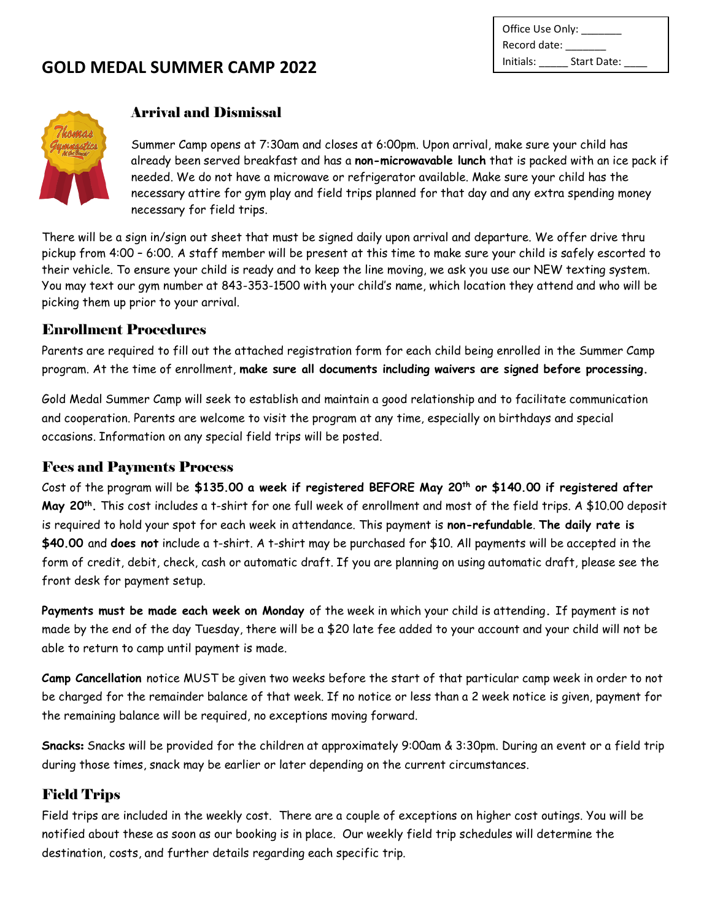| Office Use Only: _______ |
| --- |
| Record date: _______ |
| Initials: _____ Start Date: ____ |

# GOLD MEDAL SUMMER CAMP 2022

## Arrival and Dismissal

Summer Camp opens at 7:30am and closes at 6:00pm. Upon arrival, make sure your child has already been served breakfast and has a **non-microwavable lunch** that is packed with an ice pack if needed. We do not have a microwave or refrigerator available. Make sure your child has the necessary attire for gym play and field trips planned for that day and any extra spending money necessary for field trips.

There will be a sign in/sign out sheet that must be signed daily upon arrival and departure. We offer drive thru pickup from 4:00 – 6:00. A staff member will be present at this time to make sure your child is safely escorted to their vehicle. To ensure your child is ready and to keep the line moving, we ask you use our NEW texting system. You may text our gym number at 843-353-1500 with your child's name, which location they attend and who will be picking them up prior to your arrival.

## Enrollment Procedures

Parents are required to fill out the attached registration form for each child being enrolled in the Summer Camp program. At the time of enrollment, **make sure all documents including waivers are signed before processing.**

Gold Medal Summer Camp will seek to establish and maintain a good relationship and to facilitate communication and cooperation. Parents are welcome to visit the program at any time, especially on birthdays and special occasions. Information on any special field trips will be posted.

## Fees and Payments Process

Cost of the program will be **$135.00 a week if registered BEFORE May 20th or $140.00 if registered after May 20th.** This cost includes a t-shirt for one full week of enrollment and most of the field trips. A $10.00 deposit is required to hold your spot for each week in attendance. This payment is **non-refundable**. **The daily rate is $40.00** and **does not** include a t-shirt. A t-shirt may be purchased for $10. All payments will be accepted in the form of credit, debit, check, cash or automatic draft. If you are planning on using automatic draft, please see the front desk for payment setup.

**Payments must be made each week on Monday** of the week in which your child is attending**.** If payment is not made by the end of the day Tuesday, there will be a $20 late fee added to your account and your child will not be able to return to camp until payment is made.

**Camp Cancellation** notice MUST be given two weeks before the start of that particular camp week in order to not be charged for the remainder balance of that week. If no notice or less than a 2 week notice is given, payment for the remaining balance will be required, no exceptions moving forward.

**Snacks:** Snacks will be provided for the children at approximately 9:00am & 3:30pm. During an event or a field trip during those times, snack may be earlier or later depending on the current circumstances.

## Field Trips

Field trips are included in the weekly cost. There are a couple of exceptions on higher cost outings. You will be notified about these as soon as our booking is in place. Our weekly field trip schedules will determine the destination, costs, and further details regarding each specific trip.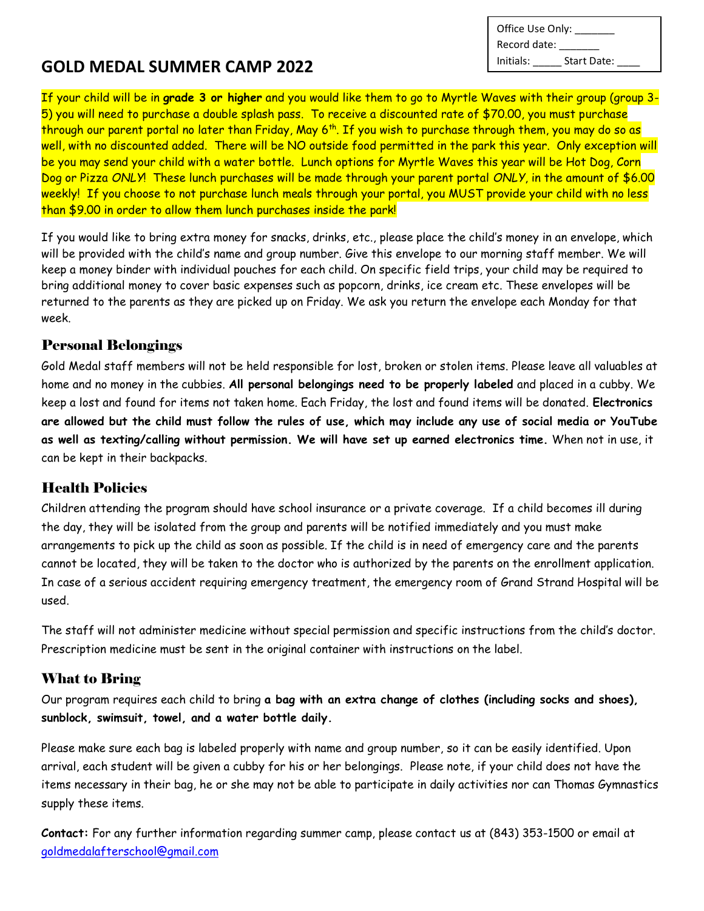| Office Use Only: _______ |
| --- |
| Record date: _______ |
| Initials: _____ Start Date: ____ |

# GOLD MEDAL SUMMER CAMP 2022

If your child will be in **grade 3 or higher** and you would like them to go to Myrtle Waves with their group (group 3-5) you will need to purchase a double splash pass. To receive a discounted rate of $70.00, you must purchase through our parent portal no later than Friday, May 6th. If you wish to purchase through them, you may do so as well, with no discounted added. There will be NO outside food permitted in the park this year. Only exception will be you may send your child with a water bottle. Lunch options for Myrtle Waves this year will be Hot Dog, Corn Dog or Pizza *ONLY*! These lunch purchases will be made through your parent portal *ONLY*, in the amount of $6.00 weekly! If you choose to not purchase lunch meals through your portal, you MUST provide your child with no less than $9.00 in order to allow them lunch purchases inside the park!

If you would like to bring extra money for snacks, drinks, etc., please place the child's money in an envelope, which will be provided with the child's name and group number. Give this envelope to our morning staff member. We will keep a money binder with individual pouches for each child. On specific field trips, your child may be required to bring additional money to cover basic expenses such as popcorn, drinks, ice cream etc. These envelopes will be returned to the parents as they are picked up on Friday. We ask you return the envelope each Monday for that week.

## Personal Belongings

Gold Medal staff members will not be held responsible for lost, broken or stolen items. Please leave all valuables at home and no money in the cubbies. **All personal belongings need to be properly labeled** and placed in a cubby. We keep a lost and found for items not taken home. Each Friday, the lost and found items will be donated. **Electronics are allowed but the child must follow the rules of use, which may include any use of social media or YouTube as well as texting/calling without permission. We will have set up earned electronics time.** When not in use, it can be kept in their backpacks.

## Health Policies

Children attending the program should have school insurance or a private coverage. If a child becomes ill during the day, they will be isolated from the group and parents will be notified immediately and you must make arrangements to pick up the child as soon as possible. If the child is in need of emergency care and the parents cannot be located, they will be taken to the doctor who is authorized by the parents on the enrollment application. In case of a serious accident requiring emergency treatment, the emergency room of Grand Strand Hospital will be used.

The staff will not administer medicine without special permission and specific instructions from the child's doctor. Prescription medicine must be sent in the original container with instructions on the label.

## What to Bring

Our program requires each child to bring **a bag with an extra change of clothes (including socks and shoes), sunblock, swimsuit, towel, and a water bottle daily.**

Please make sure each bag is labeled properly with name and group number, so it can be easily identified. Upon arrival, each student will be given a cubby for his or her belongings. Please note, if your child does not have the items necessary in their bag, he or she may not be able to participate in daily activities nor can Thomas Gymnastics supply these items.

**Contact:** For any further information regarding summer camp, please contact us at (843) 353-1500 or email at goldmedalafterschool@gmail.com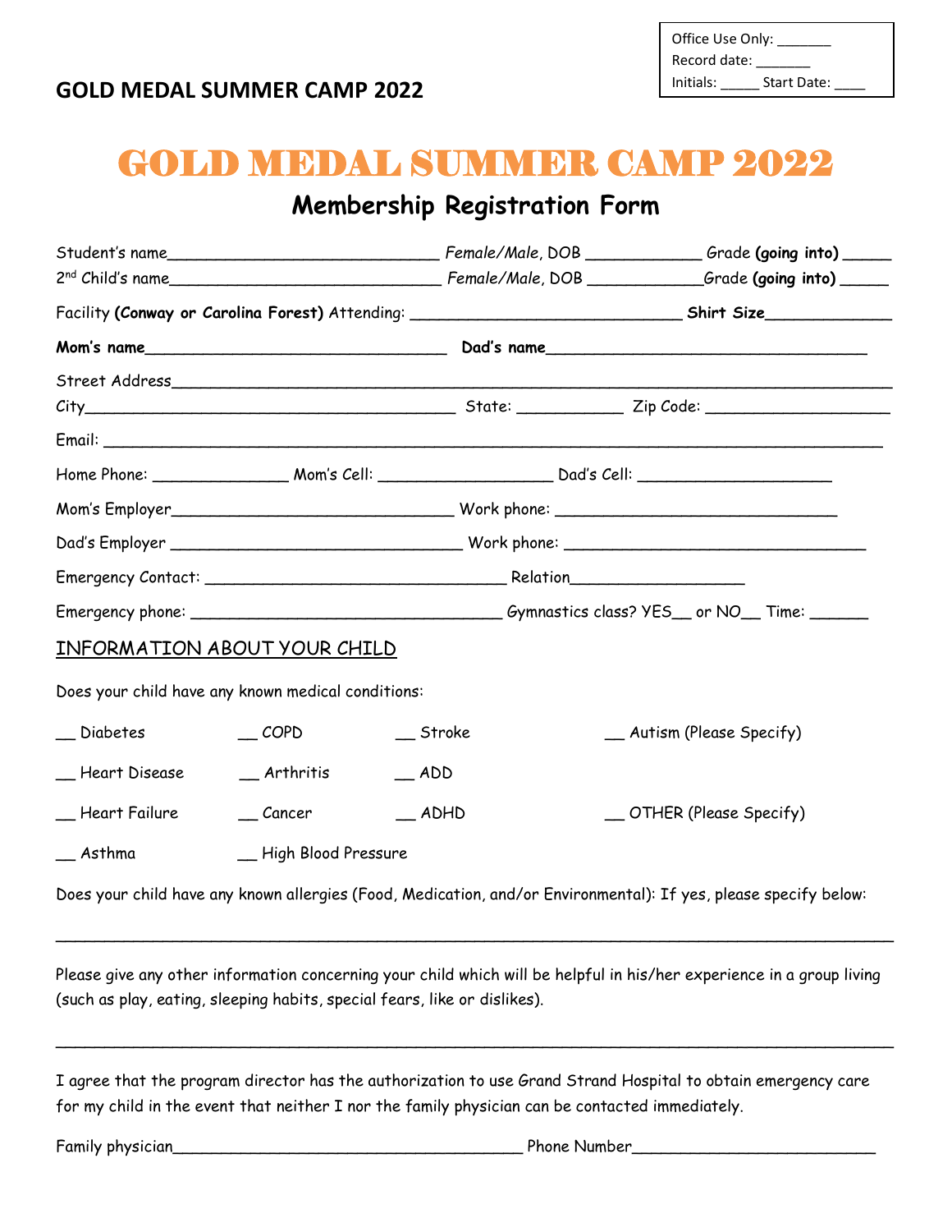| Office Use Only: _______ |
|---|
| Record date: _______ |
| Initials: _____ Start Date: ____ |

**GOLD MEDAL SUMMER CAMP 2022**

# GOLD MEDAL SUMMER CAMP 2022

## Membership Registration Form

Student's name____________________________ *Female/Male*, DOB ____________ Grade **(going into)** _____

2nd Child's name____________________________ *Female/Male*, DOB ____________ Grade **(going into)** _____

Facility **(Conway or Carolina Forest)** Attending: ____________________________ **Shirt Size**_____________

**Mom's name**_______________________________ **Dad's name**_________________________________

Street Address________________________________________________________________________

City_______________________________________ State: ___________ Zip Code: ___________________

Email: ______________________________________________________________________________

Home Phone: ______________ Mom's Cell: __________________ Dad's Cell: ____________________

Mom's Employer______________________________ Work phone: ______________________________

Dad's Employer ______________________________ Work phone: ________________________________

Emergency Contact: _______________________________ Relation__________________

Emergency phone: ________________________________ Gymnastics class? YES__ or NO__ Time: ______

INFORMATION ABOUT YOUR CHILD

Does your child have any known medical conditions:

__ Diabetes
__ COPD
__ Stroke
__ Autism (Please Specify)
__ Heart Disease
__ Arthritis
__ ADD
__ Heart Failure
__ Cancer
__ ADHD
__ OTHER (Please Specify)
__ Asthma
__ High Blood Pressure

Does your child have any known allergies (Food, Medication, and/or Environmental): If yes, please specify below:

_____________________________________________________________________________________

Please give any other information concerning your child which will be helpful in his/her experience in a group living (such as play, eating, sleeping habits, special fears, like or dislikes).

_____________________________________________________________________________________

I agree that the program director has the authorization to use Grand Strand Hospital to obtain emergency care for my child in the event that neither I nor the family physician can be contacted immediately.

Family physician_____________________________________ Phone Number__________________________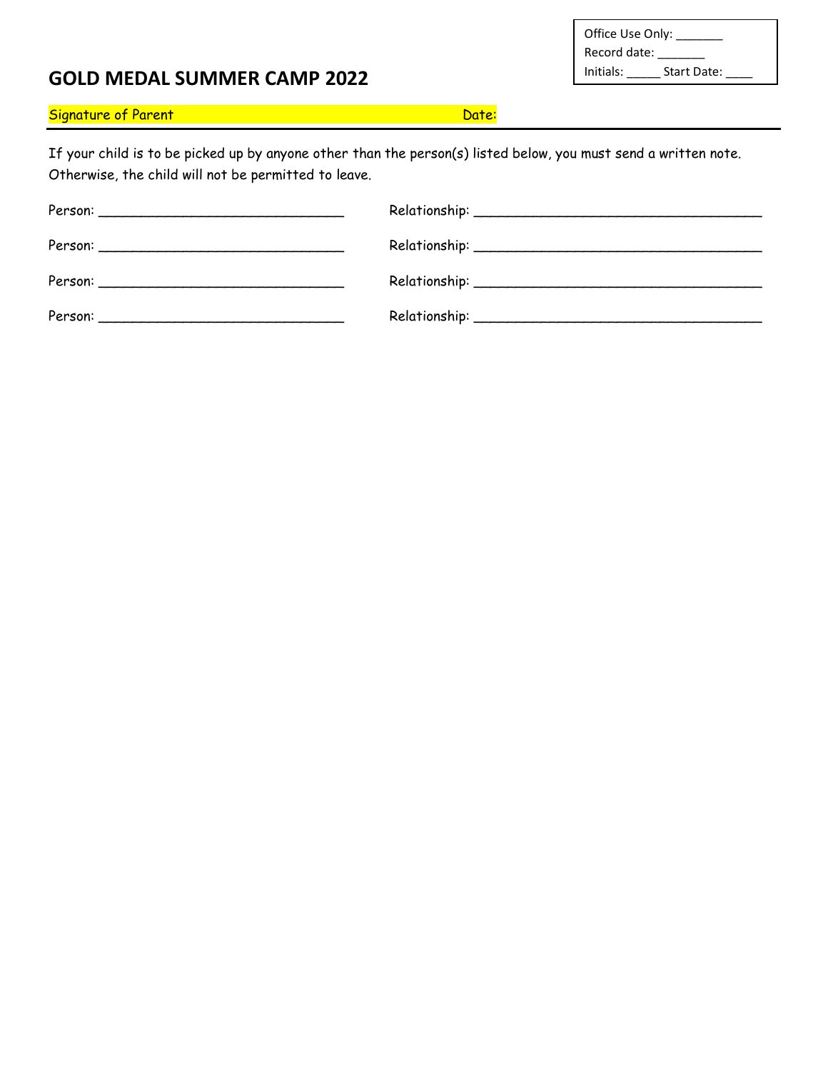Office Use Only: _______
Record date: _______
Initials: _____ Start Date: ____

# GOLD MEDAL SUMMER CAMP 2022

Signature of Parent                                                                Date:

---

If your child is to be picked up by anyone other than the person(s) listed below, you must send a written note. Otherwise, the child will not be permitted to leave.

Person: ______________________________ Relationship: ___________________________________

Person: ______________________________ Relationship: ___________________________________

Person: ______________________________ Relationship: ___________________________________

Person: ______________________________ Relationship: ___________________________________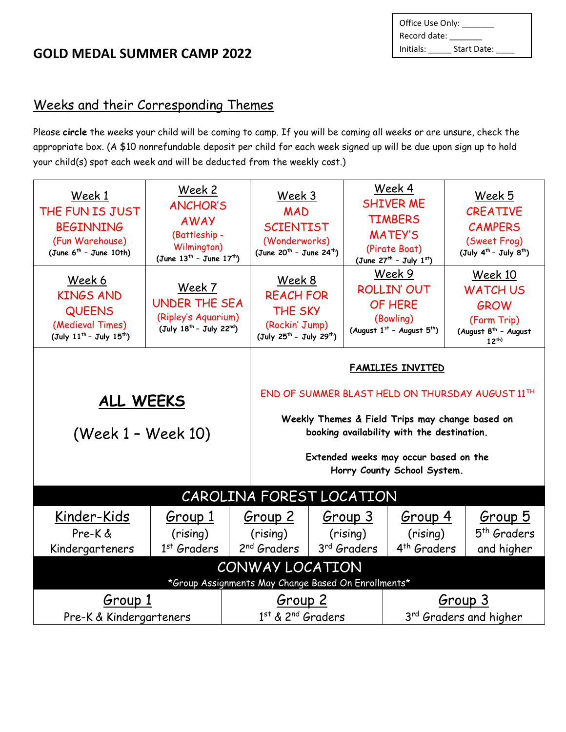# GOLD MEDAL SUMMER CAMP 2022

Office Use Only: _______
Record date: _______
Initials: _____ Start Date: ____

## Weeks and their Corresponding Themes

Please **circle** the weeks your child will be coming to camp. If you will be coming all weeks or are unsure, check the appropriate box. (A $10 nonrefundable deposit per child for each week signed up will be due upon sign up to hold your child(s) spot each week and will be deducted from the weekly cost.)

| Week 1 | Week 2 | Week 3 | Week 4 | Week 5 |
|---|---|---|---|---|
| THE FUN IS JUST BEGINNING (Fun Warehouse) (June 6th – June 10th) | ANCHOR'S AWAY (Battleship - Wilmington) (June 13th – June 17th) | MAD SCIENTIST (Wonderworks) (June 20th – June 24th) | SHIVER ME TIMBERS MATEY'S (Pirate Boat) (June 27th – July 1st) | CREATIVE CAMPERS (Sweet Frog) (July 4th – July 8th) |
| **Week 6** | **Week 7** | **Week 8** | **Week 9** | **Week 10** |
| KINGS AND QUEENS (Medieval Times) (July 11th – July 15th) | UNDER THE SEA (Ripley's Aquarium) (July 18th – July 22nd) | REACH FOR THE SKY (Rockin' Jump) (July 25th – July 29th) | ROLLIN' OUT OF HERE (Bowling) (August 1st – August 5th) | WATCH US GROW (Farm Trip) (August 8th – August 12th) |

**ALL WEEKS**

(Week 1 – Week 10)

**FAMILIES INVITED**

END OF SUMMER BLAST HELD ON THURSDAY AUGUST 11TH

**Weekly Themes & Field Trips may change based on booking availability with the destination.**

**Extended weeks may occur based on the Horry County School System.**

### CAROLINA FOREST LOCATION

| Kinder-Kids | Group 1 | Group 2 | Group 3 | Group 4 | Group 5 |
|---|---|---|---|---|---|
| Pre-K & Kindergarteners | (rising) 1st Graders | (rising) 2nd Graders | (rising) 3rd Graders | (rising) 4th Graders | 5th Graders and higher |

### CONWAY LOCATION

*Group Assignments May Change Based On Enrollments*

| Group 1 | Group 2 | Group 3 |
|---|---|---|
| Pre-K & Kindergarteners | 1st & 2nd Graders | 3rd Graders and higher |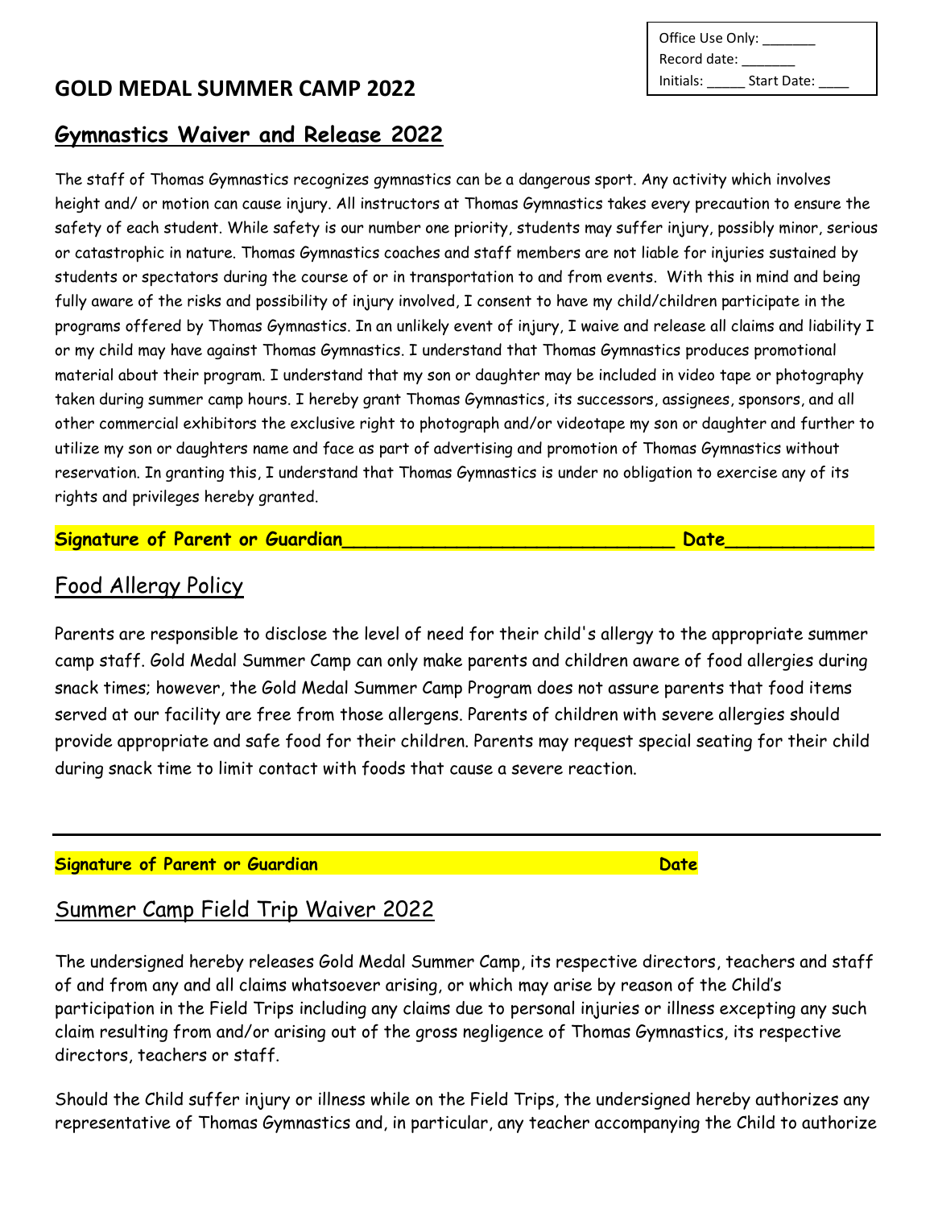Office Use Only: _______
Record date: _______
Initials: _____ Start Date: ____

## GOLD MEDAL SUMMER CAMP 2022

## Gymnastics Waiver and Release 2022

The staff of Thomas Gymnastics recognizes gymnastics can be a dangerous sport. Any activity which involves height and/ or motion can cause injury. All instructors at Thomas Gymnastics takes every precaution to ensure the safety of each student. While safety is our number one priority, students may suffer injury, possibly minor, serious or catastrophic in nature. Thomas Gymnastics coaches and staff members are not liable for injuries sustained by students or spectators during the course of or in transportation to and from events. With this in mind and being fully aware of the risks and possibility of injury involved, I consent to have my child/children participate in the programs offered by Thomas Gymnastics. In an unlikely event of injury, I waive and release all claims and liability I or my child may have against Thomas Gymnastics. I understand that Thomas Gymnastics produces promotional material about their program. I understand that my son or daughter may be included in video tape or photography taken during summer camp hours. I hereby grant Thomas Gymnastics, its successors, assignees, sponsors, and all other commercial exhibitors the exclusive right to photograph and/or videotape my son or daughter and further to utilize my son or daughters name and face as part of advertising and promotion of Thomas Gymnastics without reservation. In granting this, I understand that Thomas Gymnastics is under no obligation to exercise any of its rights and privileges hereby granted.

**Signature of Parent or Guardian______________________________ Date_____________**

## Food Allergy Policy

Parents are responsible to disclose the level of need for their child's allergy to the appropriate summer camp staff. Gold Medal Summer Camp can only make parents and children aware of food allergies during snack times; however, the Gold Medal Summer Camp Program does not assure parents that food items served at our facility are free from those allergens. Parents of children with severe allergies should provide appropriate and safe food for their children. Parents may request special seating for their child during snack time to limit contact with foods that cause a severe reaction.

---

**Signature of Parent or Guardian Date**

## Summer Camp Field Trip Waiver 2022

The undersigned hereby releases Gold Medal Summer Camp, its respective directors, teachers and staff of and from any and all claims whatsoever arising, or which may arise by reason of the Child's participation in the Field Trips including any claims due to personal injuries or illness excepting any such claim resulting from and/or arising out of the gross negligence of Thomas Gymnastics, its respective directors, teachers or staff.

Should the Child suffer injury or illness while on the Field Trips, the undersigned hereby authorizes any representative of Thomas Gymnastics and, in particular, any teacher accompanying the Child to authorize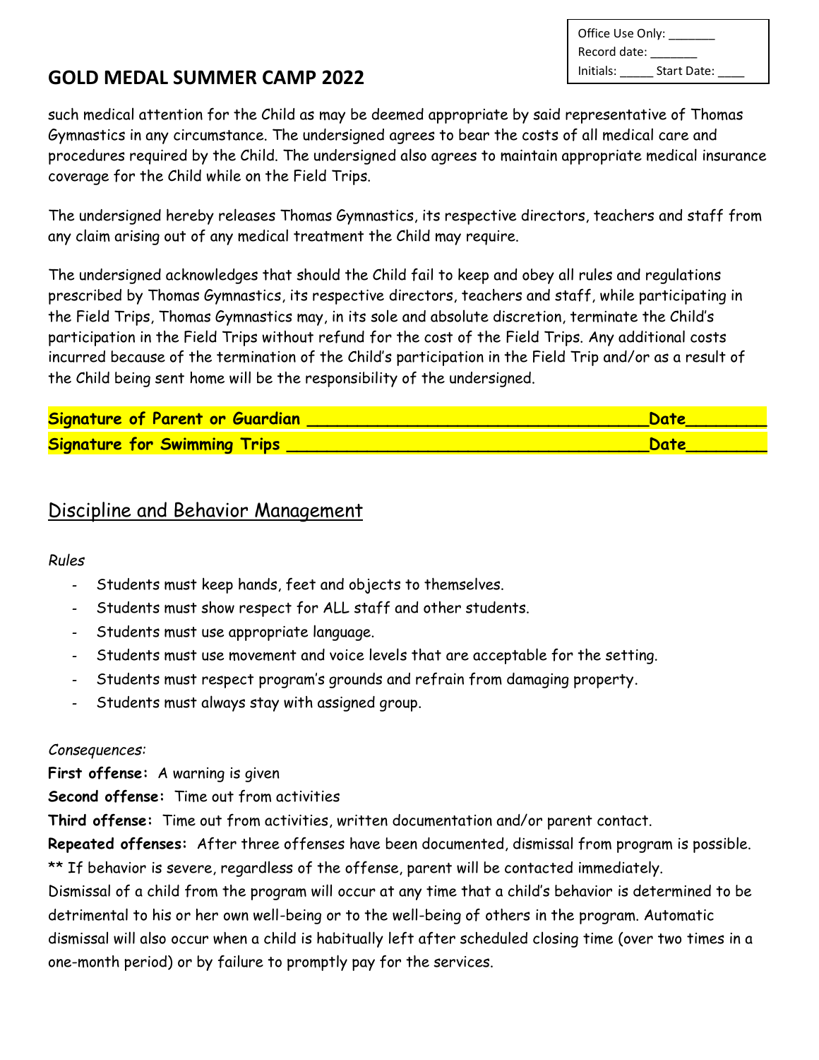Office Use Only: _______
Record date: _______
Initials: _____ Start Date: ____

## GOLD MEDAL SUMMER CAMP 2022

such medical attention for the Child as may be deemed appropriate by said representative of Thomas Gymnastics in any circumstance. The undersigned agrees to bear the costs of all medical care and procedures required by the Child. The undersigned also agrees to maintain appropriate medical insurance coverage for the Child while on the Field Trips.

The undersigned hereby releases Thomas Gymnastics, its respective directors, teachers and staff from any claim arising out of any medical treatment the Child may require.

The undersigned acknowledges that should the Child fail to keep and obey all rules and regulations prescribed by Thomas Gymnastics, its respective directors, teachers and staff, while participating in the Field Trips, Thomas Gymnastics may, in its sole and absolute discretion, terminate the Child's participation in the Field Trips without refund for the cost of the Field Trips. Any additional costs incurred because of the termination of the Child's participation in the Field Trip and/or as a result of the Child being sent home will be the responsibility of the undersigned.

**Signature of Parent or Guardian ___________________________________Date________**

**Signature for Swimming Trips ____________________________________Date________**

## Discipline and Behavior Management

*Rules*

- Students must keep hands, feet and objects to themselves.
- Students must show respect for ALL staff and other students.
- Students must use appropriate language.
- Students must use movement and voice levels that are acceptable for the setting.
- Students must respect program's grounds and refrain from damaging property.
- Students must always stay with assigned group.

*Consequences:*

**First offense:** A warning is given

**Second offense:** Time out from activities

**Third offense:** Time out from activities, written documentation and/or parent contact.

**Repeated offenses:** After three offenses have been documented, dismissal from program is possible.

** If behavior is severe, regardless of the offense, parent will be contacted immediately.

Dismissal of a child from the program will occur at any time that a child's behavior is determined to be detrimental to his or her own well-being or to the well-being of others in the program. Automatic dismissal will also occur when a child is habitually left after scheduled closing time (over two times in a one-month period) or by failure to promptly pay for the services.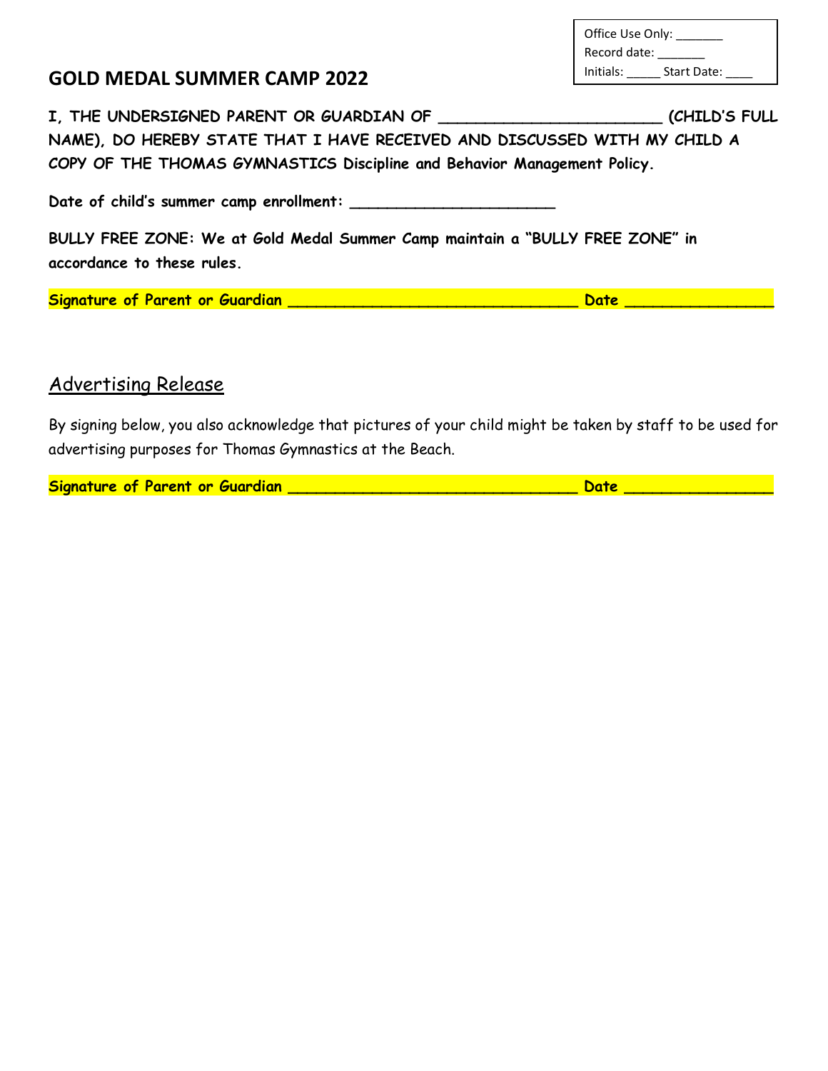Office Use Only: _______
Record date: _______
Initials: _____ Start Date: ____

## GOLD MEDAL SUMMER CAMP 2022

**I, THE UNDERSIGNED PARENT OR GUARDIAN OF _______________________ (CHILD'S FULL NAME), DO HEREBY STATE THAT I HAVE RECEIVED AND DISCUSSED WITH MY CHILD A COPY OF THE THOMAS GYMNASTICS Discipline and Behavior Management Policy.**

**Date of child's summer camp enrollment: ______________________**

**BULLY FREE ZONE: We at Gold Medal Summer Camp maintain a "BULLY FREE ZONE" in accordance to these rules.**

**Signature of Parent or Guardian _______________________________ Date ________________**

## Advertising Release

By signing below, you also acknowledge that pictures of your child might be taken by staff to be used for advertising purposes for Thomas Gymnastics at the Beach.

**Signature of Parent or Guardian _______________________________ Date ________________**